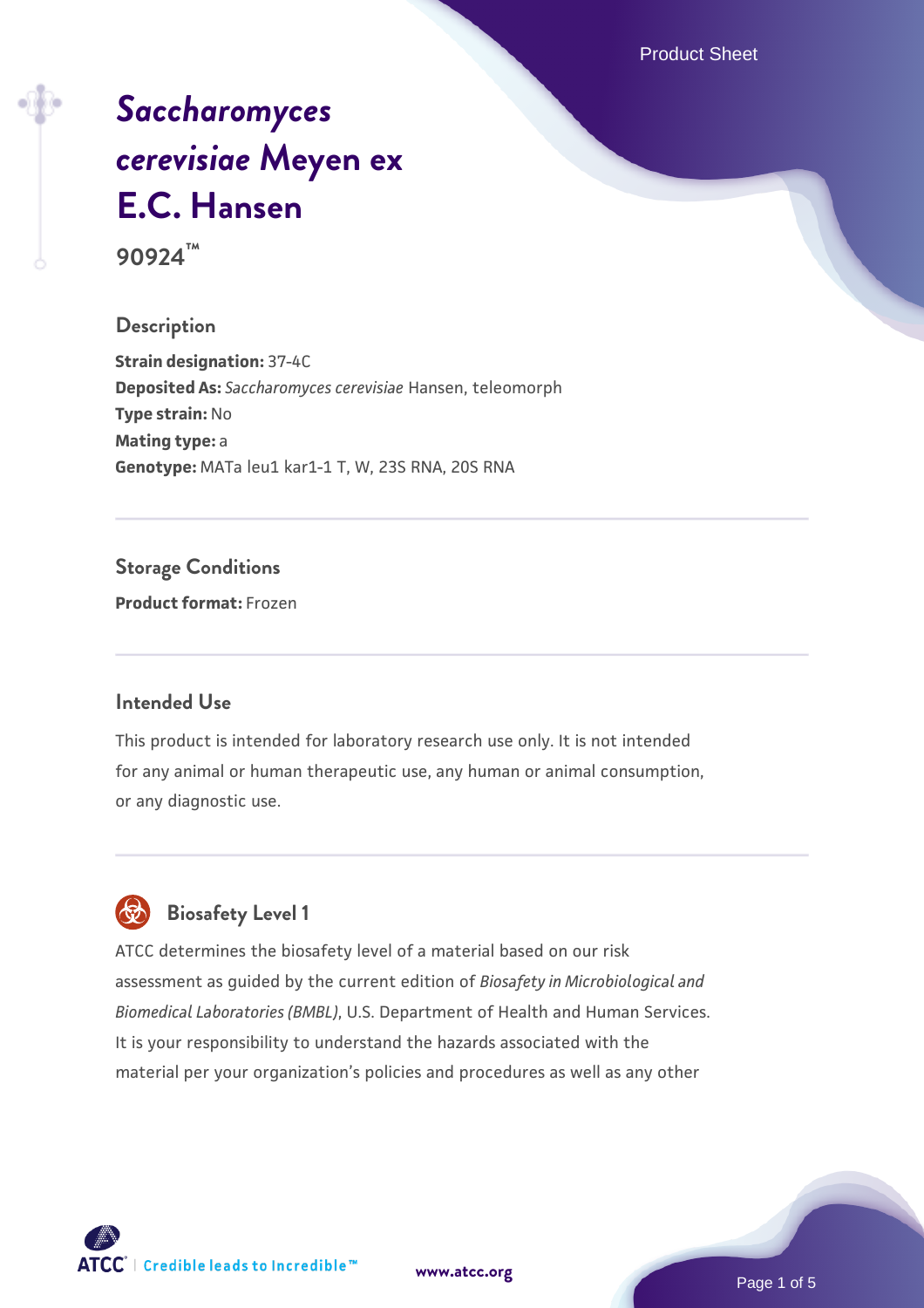# *Saccharomyces cerevisiae* Meyen ex E.C. Hansen

**90924™**

## Description

**Strain designation:** 37-4C
**Deposited As:** *Saccharomyces cerevisiae* Hansen, teleomorph
**Type strain:** No
**Mating type:** a
**Genotype:** MATa leu1 kar1-1 T, W, 23S RNA, 20S RNA

## Storage Conditions

**Product format:** Frozen

## Intended Use

This product is intended for laboratory research use only. It is not intended for any animal or human therapeutic use, any human or animal consumption, or any diagnostic use.

## Biosafety Level 1

ATCC determines the biosafety level of a material based on our risk assessment as guided by the current edition of *Biosafety in Microbiological and Biomedical Laboratories (BMBL)*, U.S. Department of Health and Human Services. It is your responsibility to understand the hazards associated with the material per your organization's policies and procedures as well as any other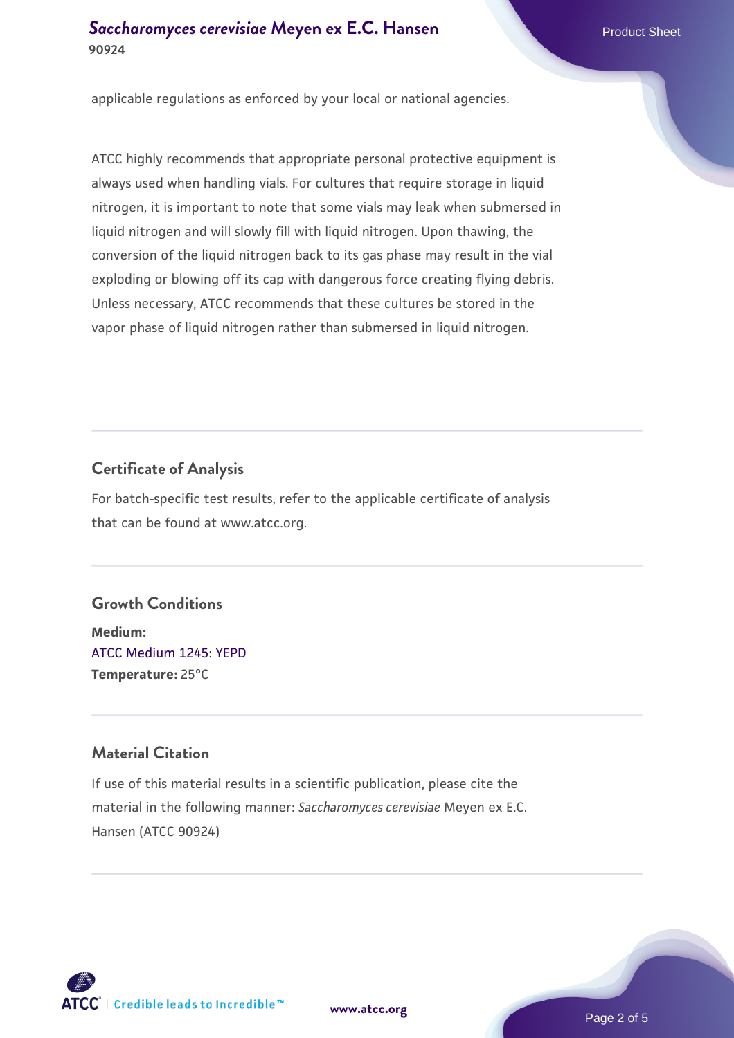applicable regulations as enforced by your local or national agencies.

ATCC highly recommends that appropriate personal protective equipment is always used when handling vials. For cultures that require storage in liquid nitrogen, it is important to note that some vials may leak when submersed in liquid nitrogen and will slowly fill with liquid nitrogen. Upon thawing, the conversion of the liquid nitrogen back to its gas phase may result in the vial exploding or blowing off its cap with dangerous force creating flying debris. Unless necessary, ATCC recommends that these cultures be stored in the vapor phase of liquid nitrogen rather than submersed in liquid nitrogen.

## Certificate of Analysis

For batch-specific test results, refer to the applicable certificate of analysis that can be found at www.atcc.org.

## Growth Conditions

**Medium:**
ATCC Medium 1245: YEPD
**Temperature:** 25°C

## Material Citation

If use of this material results in a scientific publication, please cite the material in the following manner: *Saccharomyces cerevisiae* Meyen ex E.C. Hansen (ATCC 90924)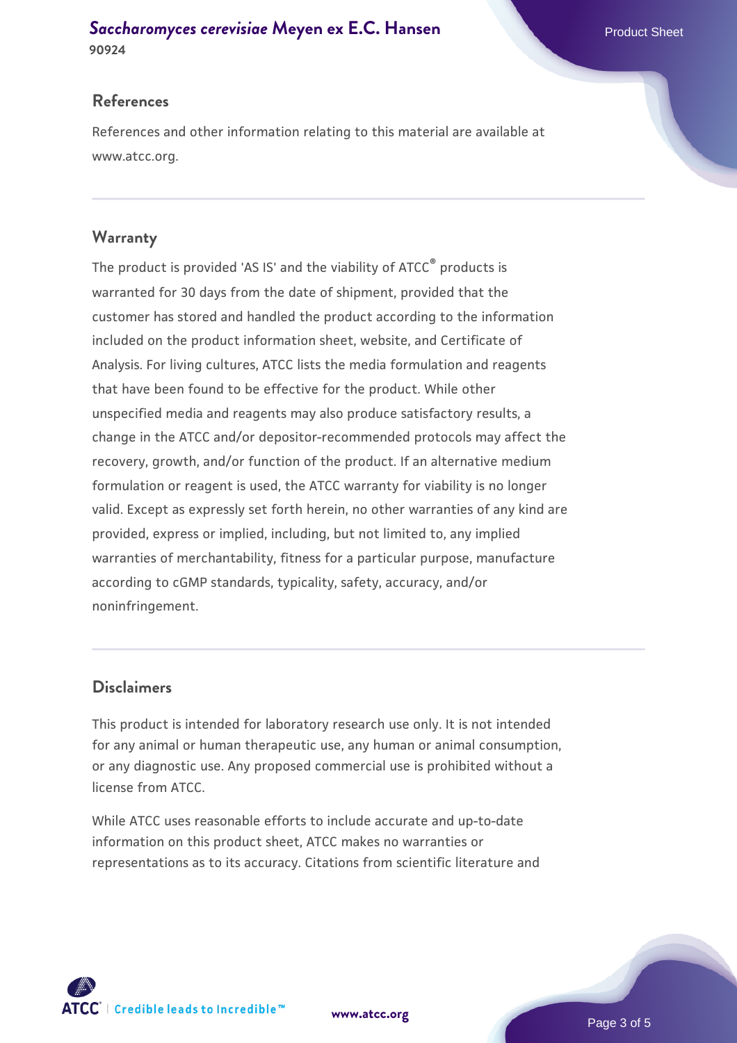## References

References and other information relating to this material are available at www.atcc.org.

## Warranty

The product is provided 'AS IS' and the viability of ATCC® products is warranted for 30 days from the date of shipment, provided that the customer has stored and handled the product according to the information included on the product information sheet, website, and Certificate of Analysis. For living cultures, ATCC lists the media formulation and reagents that have been found to be effective for the product. While other unspecified media and reagents may also produce satisfactory results, a change in the ATCC and/or depositor-recommended protocols may affect the recovery, growth, and/or function of the product. If an alternative medium formulation or reagent is used, the ATCC warranty for viability is no longer valid. Except as expressly set forth herein, no other warranties of any kind are provided, express or implied, including, but not limited to, any implied warranties of merchantability, fitness for a particular purpose, manufacture according to cGMP standards, typicality, safety, accuracy, and/or noninfringement.

## Disclaimers

This product is intended for laboratory research use only. It is not intended for any animal or human therapeutic use, any human or animal consumption, or any diagnostic use. Any proposed commercial use is prohibited without a license from ATCC.

While ATCC uses reasonable efforts to include accurate and up-to-date information on this product sheet, ATCC makes no warranties or representations as to its accuracy. Citations from scientific literature and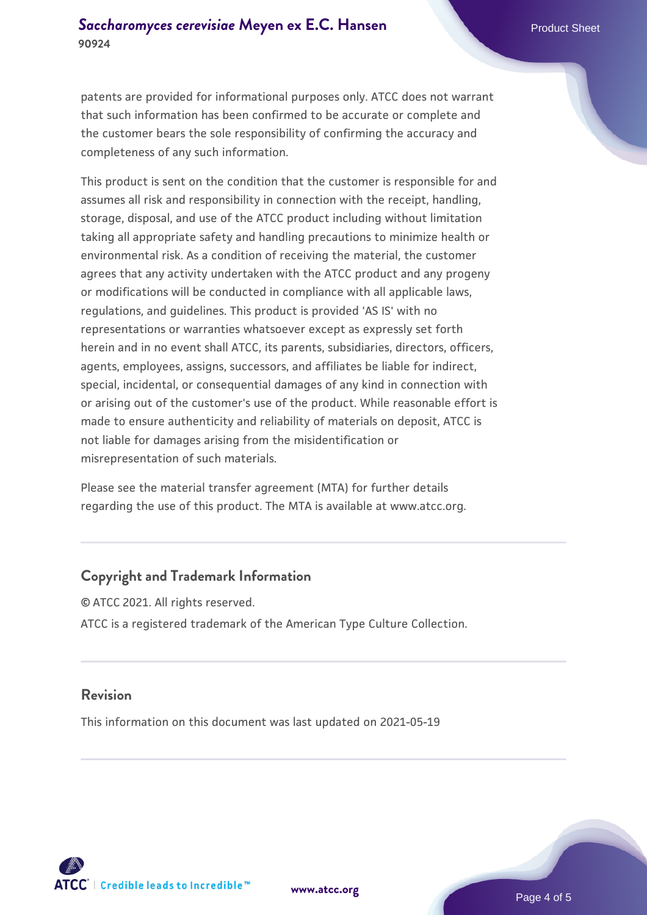patents are provided for informational purposes only. ATCC does not warrant that such information has been confirmed to be accurate or complete and the customer bears the sole responsibility of confirming the accuracy and completeness of any such information.

This product is sent on the condition that the customer is responsible for and assumes all risk and responsibility in connection with the receipt, handling, storage, disposal, and use of the ATCC product including without limitation taking all appropriate safety and handling precautions to minimize health or environmental risk. As a condition of receiving the material, the customer agrees that any activity undertaken with the ATCC product and any progeny or modifications will be conducted in compliance with all applicable laws, regulations, and guidelines. This product is provided 'AS IS' with no representations or warranties whatsoever except as expressly set forth herein and in no event shall ATCC, its parents, subsidiaries, directors, officers, agents, employees, assigns, successors, and affiliates be liable for indirect, special, incidental, or consequential damages of any kind in connection with or arising out of the customer's use of the product. While reasonable effort is made to ensure authenticity and reliability of materials on deposit, ATCC is not liable for damages arising from the misidentification or misrepresentation of such materials.

Please see the material transfer agreement (MTA) for further details regarding the use of this product. The MTA is available at www.atcc.org.

## Copyright and Trademark Information

© ATCC 2021. All rights reserved.

ATCC is a registered trademark of the American Type Culture Collection.

## Revision

This information on this document was last updated on 2021-05-19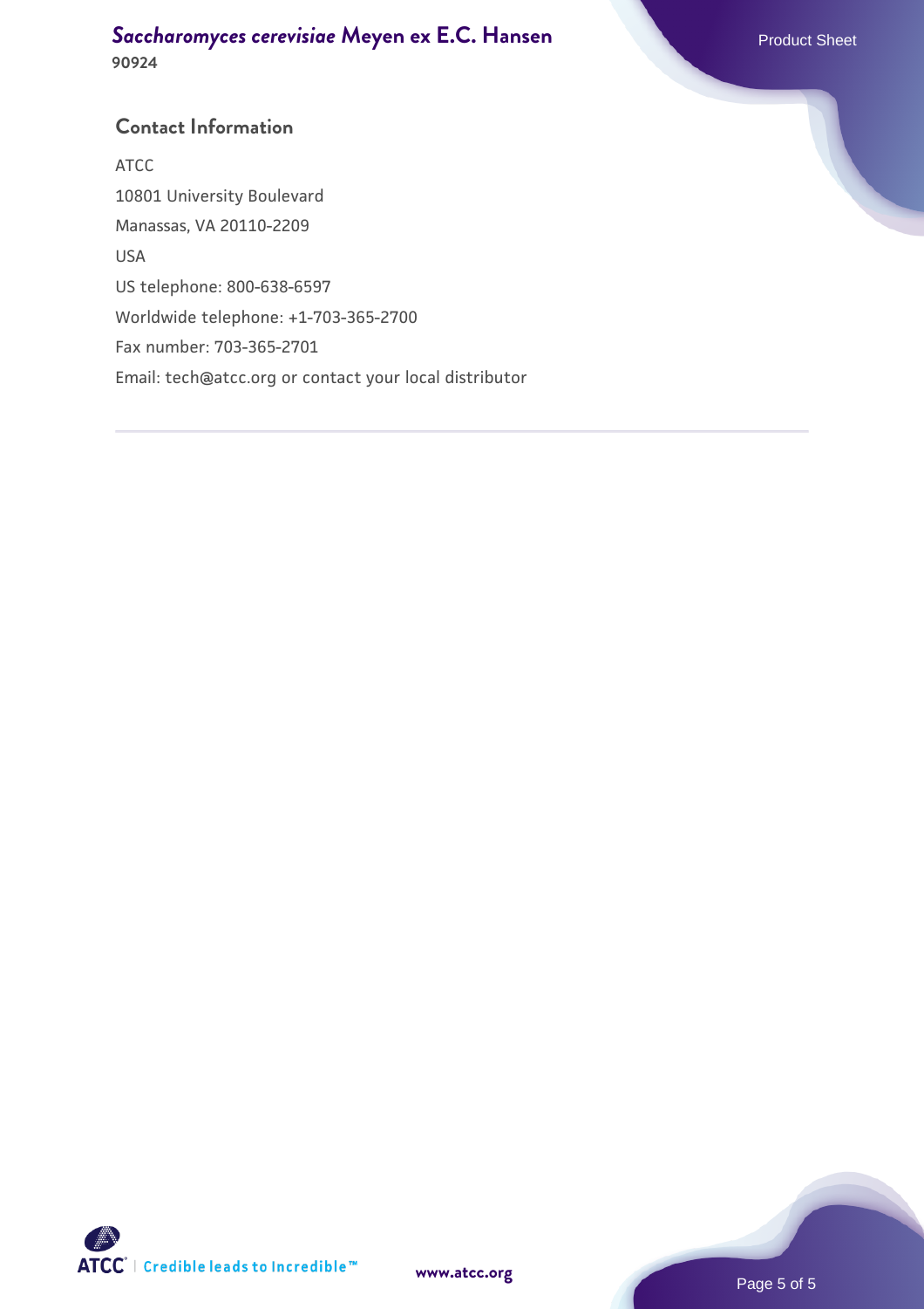## Contact Information

ATCC

10801 University Boulevard

Manassas, VA 20110-2209

USA

US telephone: 800-638-6597

Worldwide telephone: +1-703-365-2700

Fax number: 703-365-2701

Email: tech@atcc.org or contact your local distributor